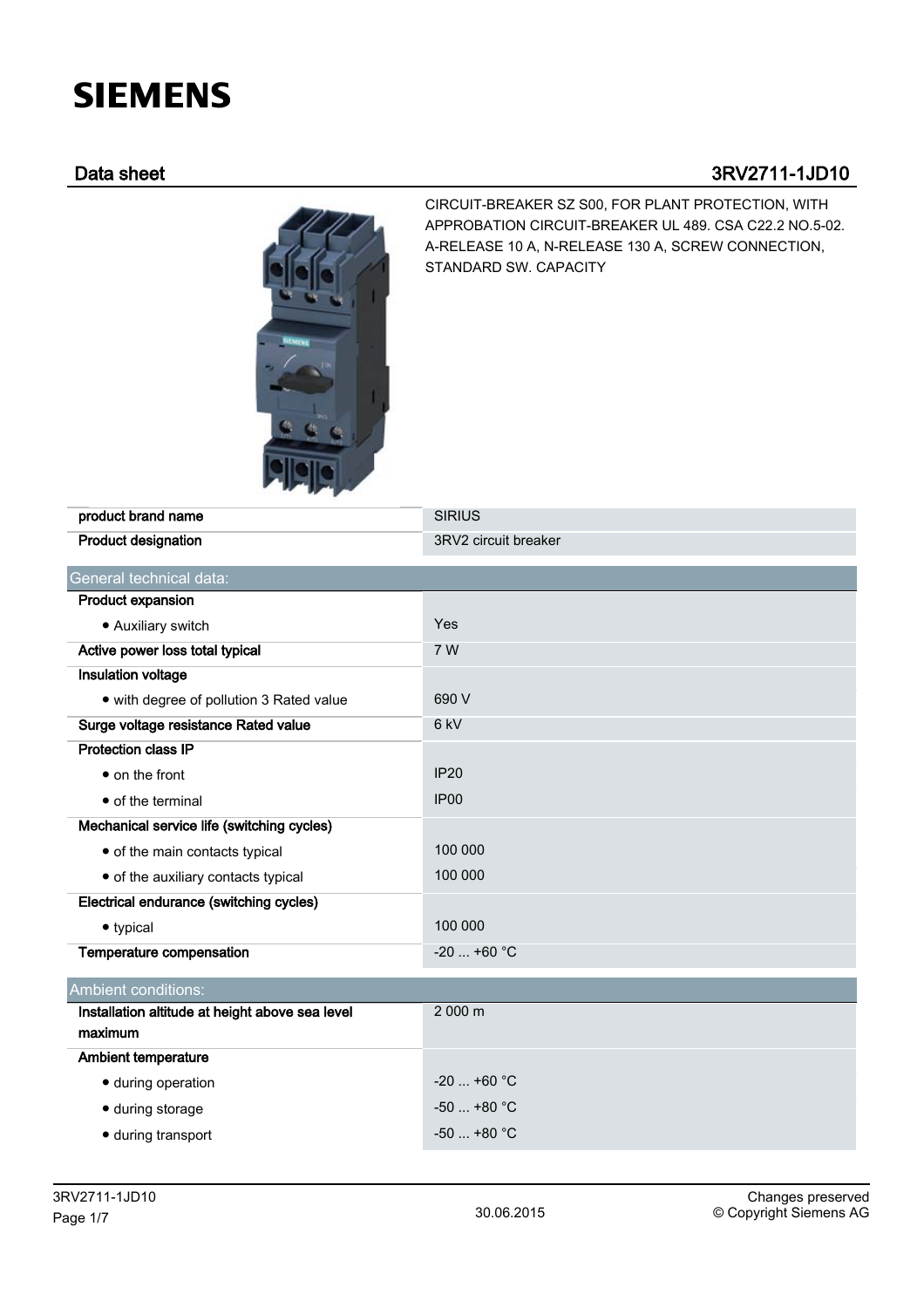**SIEMENS**

## Data sheet 3RV2711-1JD10

CIRCUIT-BREAKER SZ S00, FOR PLANT PROTECTION, WITH APPROBATION CIRCUIT-BREAKER UL 489. CSA C22.2 NO.5-02. A-RELEASE 10 A, N-RELEASE 130 A, SCREW CONNECTION, STANDARD SW. CAPACITY

| | |
|---|---|
| product brand name | SIRIUS |
| Product designation | 3RV2 circuit breaker |

| General technical data: | |
|---|---|
| **Product expansion** | |
| • Auxiliary switch | Yes |
| **Active power loss total typical** | 7 W |
| **Insulation voltage** | |
| • with degree of pollution 3 Rated value | 690 V |
| **Surge voltage resistance Rated value** | 6 kV |
| **Protection class IP** | |
| • on the front | IP20 |
| • of the terminal | IP00 |
| **Mechanical service life (switching cycles)** | |
| • of the main contacts typical | 100 000 |
| • of the auxiliary contacts typical | 100 000 |
| **Electrical endurance (switching cycles)** | |
| • typical | 100 000 |
| **Temperature compensation** | -20 ... +60 °C |

| Ambient conditions: | |
|---|---|
| **Installation altitude at height above sea level maximum** | 2 000 m |
| **Ambient temperature** | |
| • during operation | -20 ... +60 °C |
| • during storage | -50 ... +80 °C |
| • during transport | -50 ... +80 °C |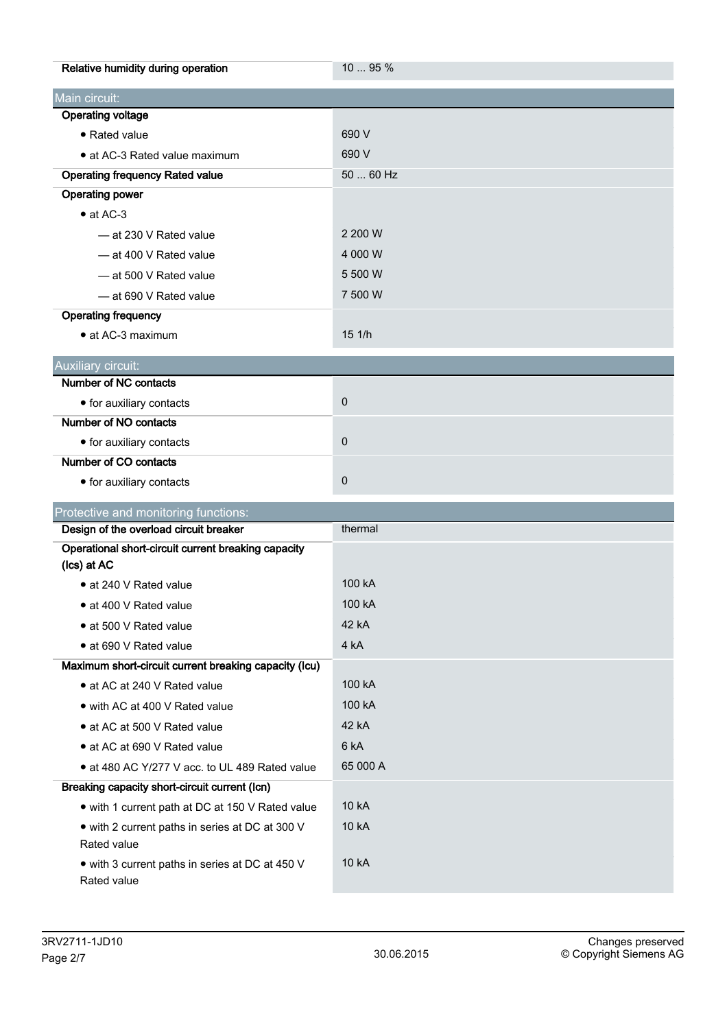| | |
|---|---|
| **Relative humidity during operation** | 10 ... 95 % |

| Main circuit: | |
|---|---|
| **Operating voltage** | |
| • Rated value | 690 V |
| • at AC-3 Rated value maximum | 690 V |
| **Operating frequency Rated value** | 50 ... 60 Hz |
| **Operating power** | |
| • at AC-3 | |
| — at 230 V Rated value | 2 200 W |
| — at 400 V Rated value | 4 000 W |
| — at 500 V Rated value | 5 500 W |
| — at 690 V Rated value | 7 500 W |
| **Operating frequency** | |
| • at AC-3 maximum | 15 1/h |

| Auxiliary circuit: | |
|---|---|
| **Number of NC contacts** | |
| • for auxiliary contacts | 0 |
| **Number of NO contacts** | |
| • for auxiliary contacts | 0 |
| **Number of CO contacts** | |
| • for auxiliary contacts | 0 |

| Protective and monitoring functions: | |
|---|---|
| **Design of the overload circuit breaker** | thermal |
| **Operational short-circuit current breaking capacity (Ics) at AC** | |
| • at 240 V Rated value | 100 kA |
| • at 400 V Rated value | 100 kA |
| • at 500 V Rated value | 42 kA |
| • at 690 V Rated value | 4 kA |
| **Maximum short-circuit current breaking capacity (Icu)** | |
| • at AC at 240 V Rated value | 100 kA |
| • with AC at 400 V Rated value | 100 kA |
| • at AC at 500 V Rated value | 42 kA |
| • at AC at 690 V Rated value | 6 kA |
| • at 480 AC Y/277 V acc. to UL 489 Rated value | 65 000 A |
| **Breaking capacity short-circuit current (Icn)** | |
| • with 1 current path at DC at 150 V Rated value | 10 kA |
| • with 2 current paths in series at DC at 300 V Rated value | 10 kA |
| • with 3 current paths in series at DC at 450 V Rated value | 10 kA |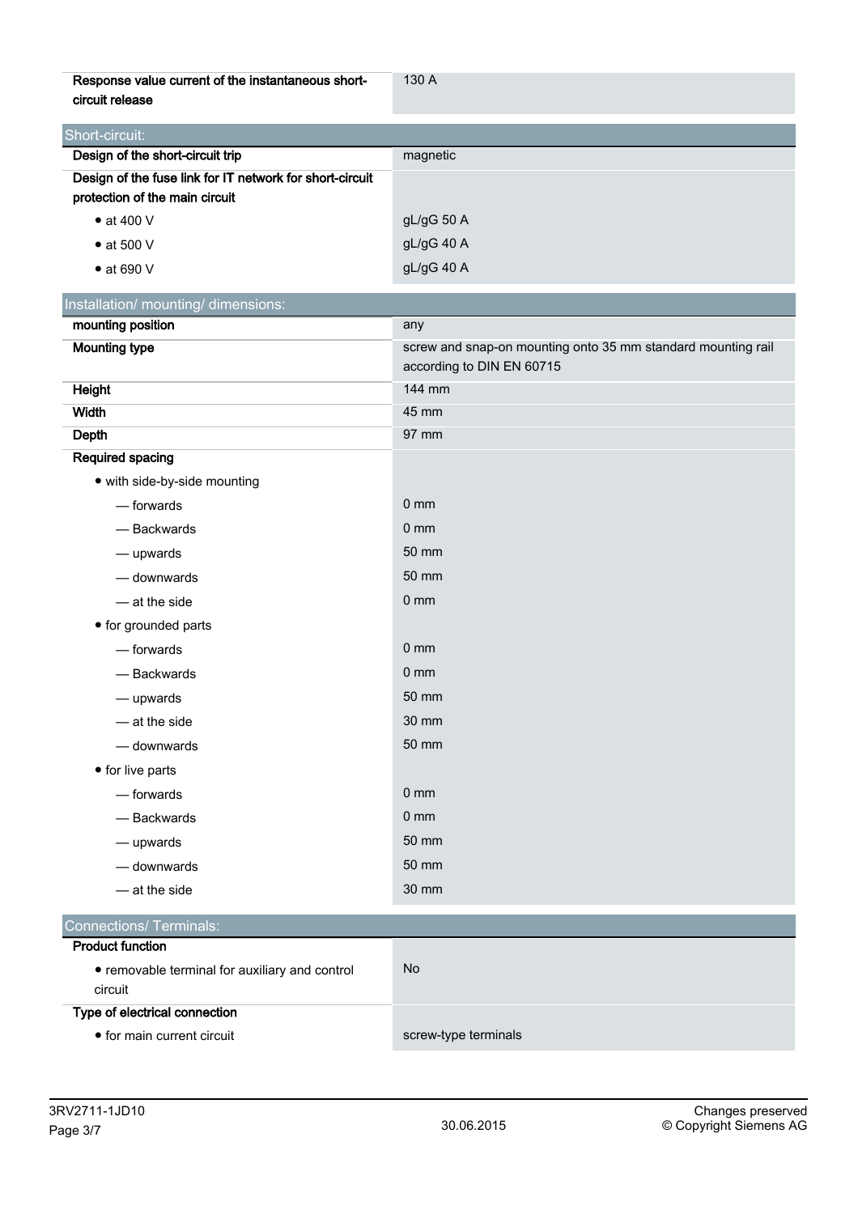| | |
|---|---|
| **Response value current of the instantaneous short-circuit release** | 130 A |

| Short-circuit: | |
|---|---|
| **Design of the short-circuit trip** | magnetic |
| **Design of the fuse link for IT network for short-circuit protection of the main circuit** | |
| • at 400 V | gL/gG 50 A |
| • at 500 V | gL/gG 40 A |
| • at 690 V | gL/gG 40 A |

| Installation/ mounting/ dimensions: | |
|---|---|
| **mounting position** | any |
| **Mounting type** | screw and snap-on mounting onto 35 mm standard mounting rail according to DIN EN 60715 |
| **Height** | 144 mm |
| **Width** | 45 mm |
| **Depth** | 97 mm |
| **Required spacing** | |
| • with side-by-side mounting | |
| — forwards | 0 mm |
| — Backwards | 0 mm |
| — upwards | 50 mm |
| — downwards | 50 mm |
| — at the side | 0 mm |
| • for grounded parts | |
| — forwards | 0 mm |
| — Backwards | 0 mm |
| — upwards | 50 mm |
| — at the side | 30 mm |
| — downwards | 50 mm |
| • for live parts | |
| — forwards | 0 mm |
| — Backwards | 0 mm |
| — upwards | 50 mm |
| — downwards | 50 mm |
| — at the side | 30 mm |

| Connections/ Terminals: | |
|---|---|
| **Product function** | |
| • removable terminal for auxiliary and control circuit | No |
| **Type of electrical connection** | |
| • for main current circuit | screw-type terminals |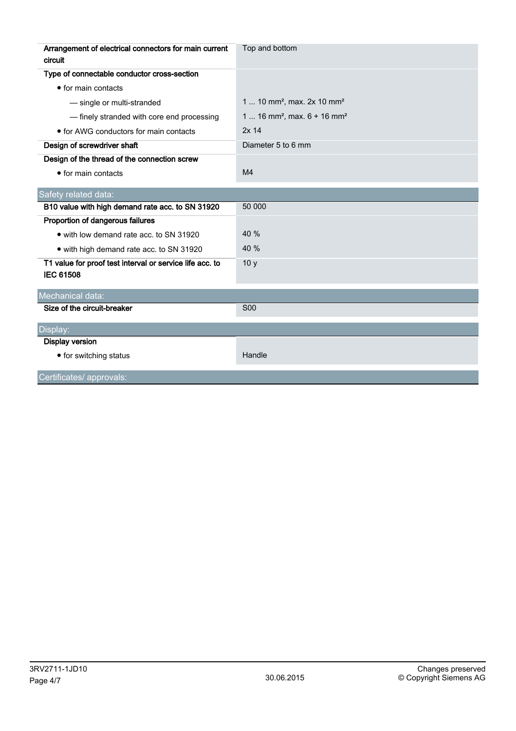| | |
|---|---|
| **Arrangement of electrical connectors for main current circuit** | Top and bottom |
| **Type of connectable conductor cross-section** | |
| • for main contacts | |
| — single or multi-stranded | 1 ... 10 mm², max. 2x 10 mm² |
| — finely stranded with core end processing | 1 ... 16 mm², max. 6 + 16 mm² |
| • for AWG conductors for main contacts | 2x 14 |
| **Design of screwdriver shaft** | Diameter 5 to 6 mm |
| **Design of the thread of the connection screw** | |
| • for main contacts | M4 |

## Safety related data:

| | |
|---|---|
| **B10 value with high demand rate acc. to SN 31920** | 50 000 |
| **Proportion of dangerous failures** | |
| • with low demand rate acc. to SN 31920 | 40 % |
| • with high demand rate acc. to SN 31920 | 40 % |
| **T1 value for proof test interval or service life acc. to IEC 61508** | 10 y |

## Mechanical data:

| | |
|---|---|
| **Size of the circuit-breaker** | S00 |

## Display:

| | |
|---|---|
| **Display version** | |
| • for switching status | Handle |

## Certificates/ approvals: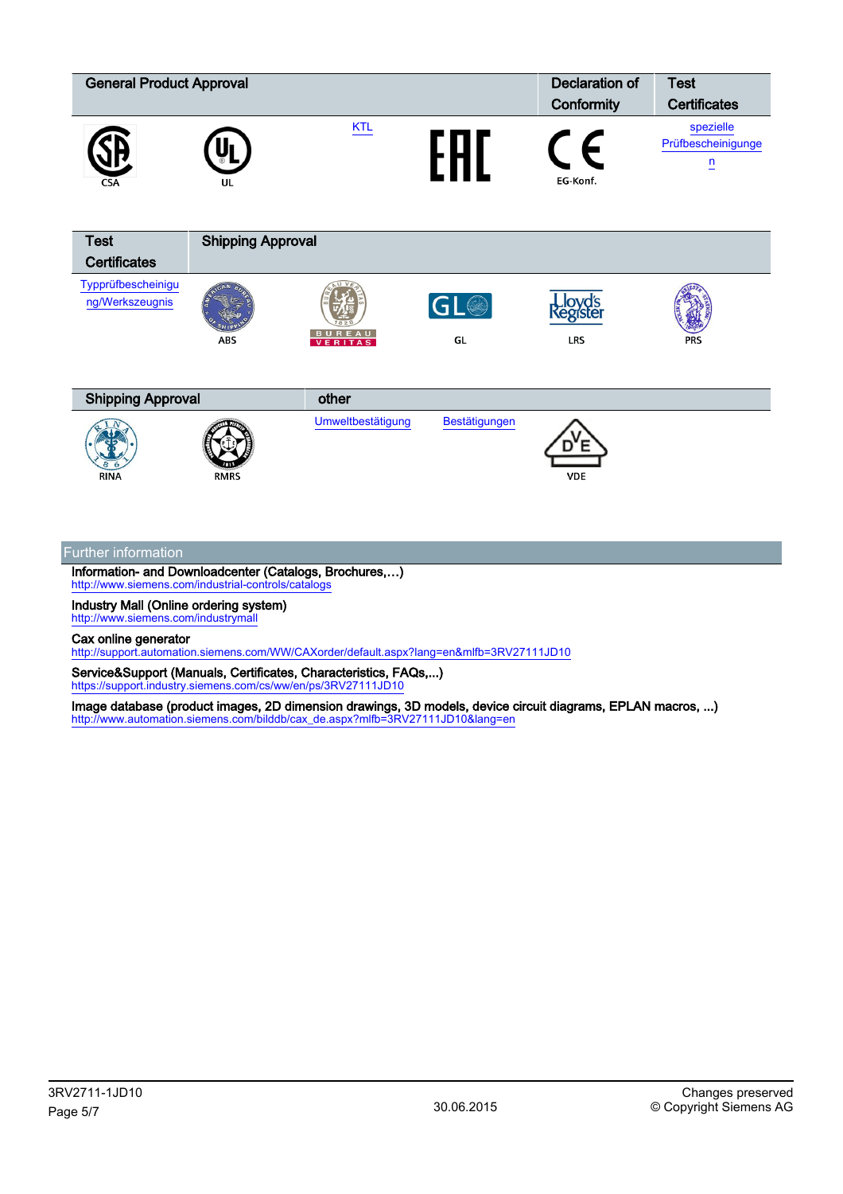| General Product Approval | | | | Declaration of Conformity | Test Certificates |
| --- | --- | --- | --- | --- | --- |
| CSA | UL | KTL | EAC | EG-Konf. | spezielle Prüfbescheinigungen |

| Test Certificates | Shipping Approval | | | | |
| --- | --- | --- | --- | --- | --- |
| Typprüfbescheinigung/Werkszeugnis | ABS | BUREAU VERITAS | GL | LRS | PRS |

| Shipping Approval | | other | | |
| --- | --- | --- | --- | --- |
| RINA | RMRS | Umweltbestätigung | Bestätigungen | VDE |

## Further information

**Information- and Downloadcenter (Catalogs, Brochures,…)**
http://www.siemens.com/industrial-controls/catalogs

**Industry Mall (Online ordering system)**
http://www.siemens.com/industrymall

**Cax online generator**
http://support.automation.siemens.com/WW/CAXorder/default.aspx?lang=en&mlfb=3RV27111JD10

**Service&Support (Manuals, Certificates, Characteristics, FAQs,...)**
https://support.industry.siemens.com/cs/ww/en/ps/3RV27111JD10

**Image database (product images, 2D dimension drawings, 3D models, device circuit diagrams, EPLAN macros, ...)**
http://www.automation.siemens.com/bilddb/cax_de.aspx?mlfb=3RV27111JD10&lang=en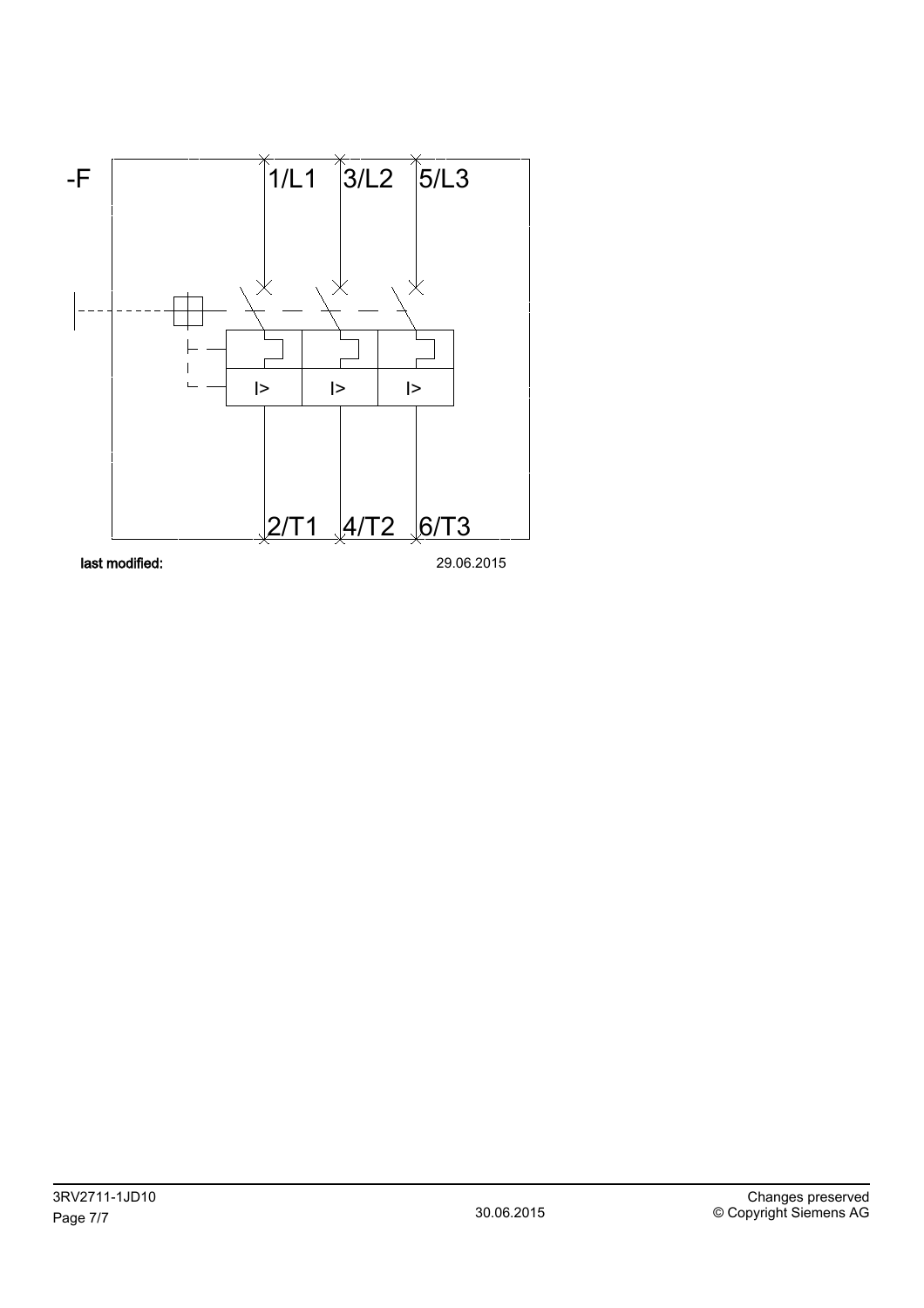-F

1/L1 3/L2 5/L3

I> I> I>

2/T1 4/T2 6/T3

**last modified:** 29.06.2015

3RV2711-1JD10

30.06.2015

Changes preserved
© Copyright Siemens AG